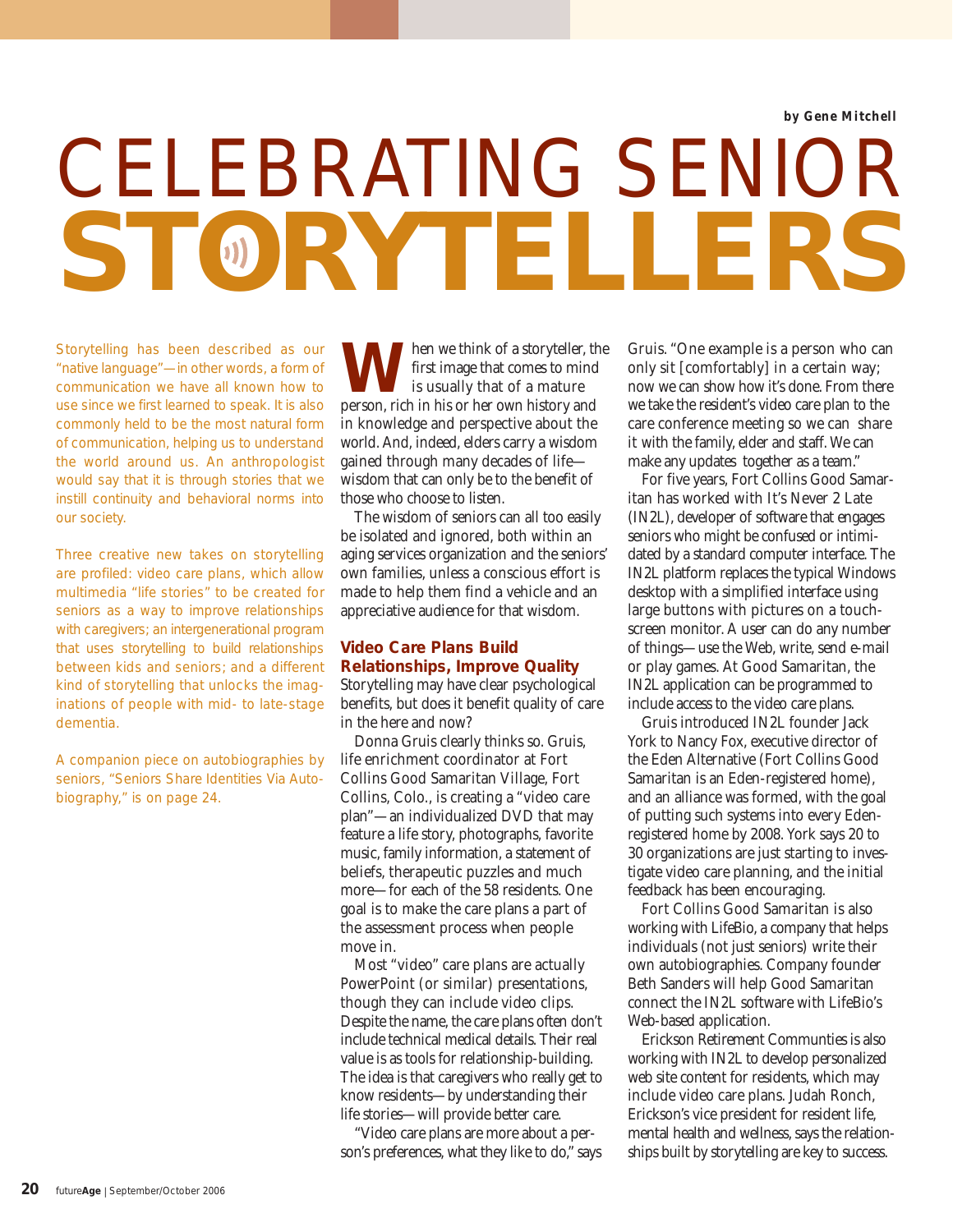by Gene Mitchell

# CELEBRATING SENIOR STORYTELLERS

Storytelling has been described as our "native language"—in other words, a form of communication we have all known how to use since we first learned to speak. It is also commonly held to be the most natural form of communication, helping us to understand the world around us. An anthropologist would say that it is through stories that we instill continuity and behavioral norms into our society.

Three creative new takes on storytelling are profiled: video care plans, which allow multimedia "life stories" to be created for seniors as a way to improve relationships with caregivers; an intergenerational program that uses storytelling to build relationships between kids and seniors; and a different kind of storytelling that unlocks the imaginations of people with mid- to late-stage dementia.

A companion piece on autobiographies by seniors, "Seniors Share Identities Via Autobiography," is on page 24.

When we think of a storyteller, the first image that comes to mind is usually that of a mature person, rich in his or her own history and in knowledge and perspective about the world. And, indeed, elders carry a wisdom gained through many decades of life—wisdom that can only be to the benefit of those who choose to listen.

The wisdom of seniors can all too easily be isolated and ignored, both within an aging services organization and the seniors' own families, unless a conscious effort is made to help them find a vehicle and an appreciative audience for that wisdom.

## Video Care Plans Build Relationships, Improve Quality

Storytelling may have clear psychological benefits, but does it benefit quality of care in the here and now?

Donna Gruis clearly thinks so. Gruis, life enrichment coordinator at Fort Collins Good Samaritan Village, Fort Collins, Colo., is creating a "video care plan"—an individualized DVD that may feature a life story, photographs, favorite music, family information, a statement of beliefs, therapeutic puzzles and much more—for each of the 58 residents. One goal is to make the care plans a part of the assessment process when people move in.

Most "video" care plans are actually PowerPoint (or similar) presentations, though they can include video clips. Despite the name, the care plans often don't include technical medical details. Their real value is as tools for relationship-building. The idea is that caregivers who really get to know residents—by understanding their life stories—will provide better care.

"Video care plans are more about a person's preferences, what they like to do," says Gruis. "One example is a person who can only sit [comfortably] in a certain way; now we can show how it's done. From there we take the resident's video care plan to the care conference meeting so we can share it with the family, elder and staff. We can make any updates together as a team."

For five years, Fort Collins Good Samaritan has worked with It's Never 2 Late (IN2L), developer of software that engages seniors who might be confused or intimidated by a standard computer interface. The IN2L platform replaces the typical Windows desktop with a simplified interface using large buttons with pictures on a touch-screen monitor. A user can do any number of things—use the Web, write, send e-mail or play games. At Good Samaritan, the IN2L application can be programmed to include access to the video care plans.

Gruis introduced IN2L founder Jack York to Nancy Fox, executive director of the Eden Alternative (Fort Collins Good Samaritan is an Eden-registered home), and an alliance was formed, with the goal of putting such systems into every Eden-registered home by 2008. York says 20 to 30 organizations are just starting to investigate video care planning, and the initial feedback has been encouraging.

Fort Collins Good Samaritan is also working with LifeBio, a company that helps individuals (not just seniors) write their own autobiographies. Company founder Beth Sanders will help Good Samaritan connect the IN2L software with LifeBio's Web-based application.

Erickson Retirement Communities is also working with IN2L to develop personalized web site content for residents, which may include video care plans. Judah Ronch, Erickson's vice president for resident life, mental health and wellness, says the relationships built by storytelling are key to success.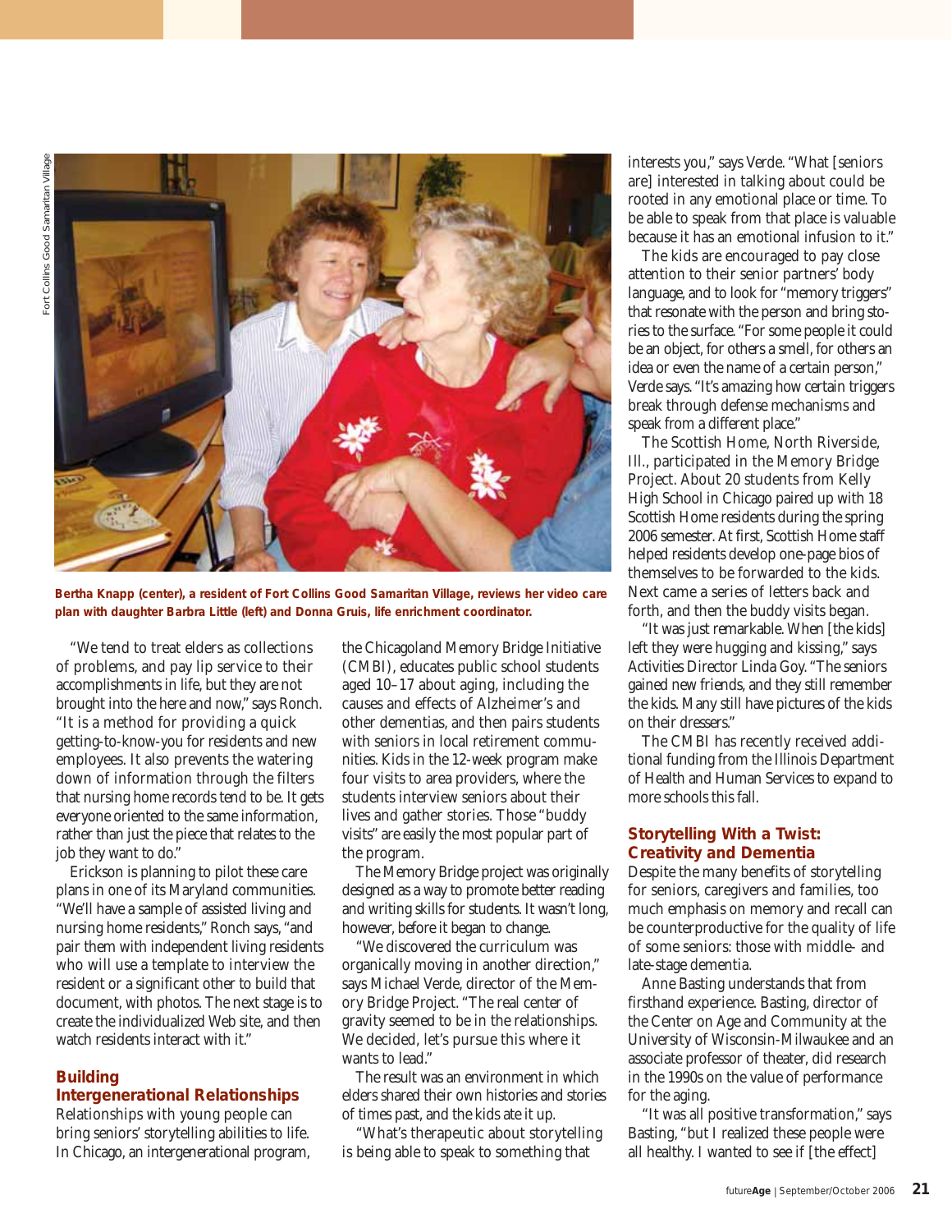Bertha Knapp (center), a resident of Fort Collins Good Samaritan Village, reviews her video care plan with daughter Barbra Little (left) and Donna Gruis, life enrichment coordinator.

"We tend to treat elders as collections of problems, and pay lip service to their accomplishments in life, but they are not brought into the here and now," says Ronch. "It is a method for providing a quick getting-to-know-you for residents and new employees. It also prevents the watering down of information through the filters that nursing home records tend to be. It gets everyone oriented to the same information, rather than just the piece that relates to the job they want to do."

Erickson is planning to pilot these care plans in one of its Maryland communities. "We'll have a sample of assisted living and nursing home residents," Ronch says, "and pair them with independent living residents who will use a template to interview the resident or a significant other to build that document, with photos. The next stage is to create the individualized Web site, and then watch residents interact with it."

## Building Intergenerational Relationships

Relationships with young people can bring seniors' storytelling abilities to life. In Chicago, an intergenerational program, the Chicagoland Memory Bridge Initiative (CMBI), educates public school students aged 10–17 about aging, including the causes and effects of Alzheimer's and other dementias, and then pairs students with seniors in local retirement communities. Kids in the 12-week program make four visits to area providers, where the students interview seniors about their lives and gather stories. Those "buddy visits" are easily the most popular part of the program.

The Memory Bridge project was originally designed as a way to promote better reading and writing skills for students. It wasn't long, however, before it began to change.

"We discovered the curriculum was organically moving in another direction," says Michael Verde, director of the Memory Bridge Project. "The real center of gravity seemed to be in the relationships. We decided, let's pursue this where it wants to lead."

The result was an environment in which elders shared their own histories and stories of times past, and the kids ate it up.

"What's therapeutic about storytelling is being able to speak to something that interests you," says Verde. "What [seniors are] interested in talking about could be rooted in any emotional place or time. To be able to speak from that place is valuable because it has an emotional infusion to it."

The kids are encouraged to pay close attention to their senior partners' body language, and to look for "memory triggers" that resonate with the person and bring stories to the surface. "For some people it could be an object, for others a smell, for others an idea or even the name of a certain person," Verde says. "It's amazing how certain triggers break through defense mechanisms and speak from a different place."

The Scottish Home, North Riverside, Ill., participated in the Memory Bridge Project. About 20 students from Kelly High School in Chicago paired up with 18 Scottish Home residents during the spring 2006 semester. At first, Scottish Home staff helped residents develop one-page bios of themselves to be forwarded to the kids. Next came a series of letters back and forth, and then the buddy visits began.

"It was just remarkable. When [the kids] left they were hugging and kissing," says Activities Director Linda Goy. "The seniors gained new friends, and they still remember the kids. Many still have pictures of the kids on their dressers."

The CMBI has recently received additional funding from the Illinois Department of Health and Human Services to expand to more schools this fall.

## Storytelling With a Twist: Creativity and Dementia

Despite the many benefits of storytelling for seniors, caregivers and families, too much emphasis on memory and recall can be counterproductive for the quality of life of some seniors: those with middle- and late-stage dementia.

Anne Basting understands that from firsthand experience. Basting, director of the Center on Age and Community at the University of Wisconsin-Milwaukee and an associate professor of theater, did research in the 1990s on the value of performance for the aging.

"It was all positive transformation," says Basting, "but I realized these people were all healthy. I wanted to see if [the effect]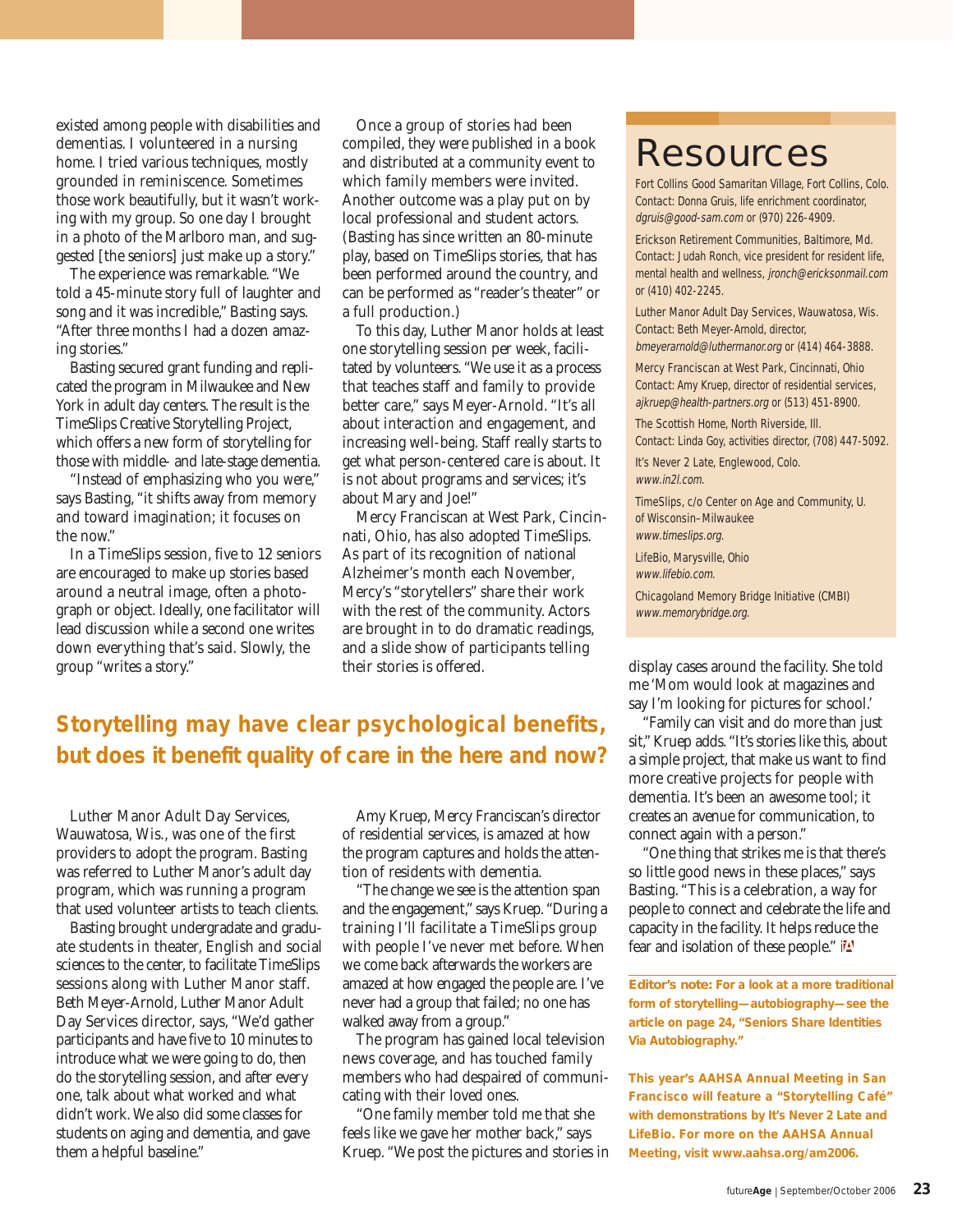existed among people with disabilities and dementias. I volunteered in a nursing home. I tried various techniques, mostly grounded in reminiscence. Sometimes those work beautifully, but it wasn't working with my group. So one day I brought in a photo of the Marlboro man, and suggested [the seniors] just make up a story."

The experience was remarkable. "We told a 45-minute story full of laughter and song and it was incredible," Basting says. "After three months I had a dozen amazing stories."

Basting secured grant funding and replicated the program in Milwaukee and New York in adult day centers. The result is the TimeSlips Creative Storytelling Project, which offers a new form of storytelling for those with middle- and late-stage dementia.

"Instead of emphasizing who you were," says Basting, "it shifts away from memory and toward imagination; it focuses on the now."

In a TimeSlips session, five to 12 seniors are encouraged to make up stories based around a neutral image, often a photograph or object. Ideally, one facilitator will lead discussion while a second one writes down everything that's said. Slowly, the group "writes a story."

Once a group of stories had been compiled, they were published in a book and distributed at a community event to which family members were invited. Another outcome was a play put on by local professional and student actors. (Basting has since written an 80-minute play, based on TimeSlips stories, that has been performed around the country, and can be performed as "reader's theater" or a full production.)

To this day, Luther Manor holds at least one storytelling session per week, facilitated by volunteers. "We use it as a process that teaches staff and family to provide better care," says Meyer-Arnold. "It's all about interaction and engagement, and increasing well-being. Staff really starts to get what person-centered care is about. It is not about programs and services; it's about Mary and Joe!"

Mercy Franciscan at West Park, Cincinnati, Ohio, has also adopted TimeSlips. As part of its recognition of national Alzheimer's month each November, Mercy's "storytellers" share their work with the rest of the community. Actors are brought in to do dramatic readings, and a slide show of participants telling their stories is offered.

## Storytelling may have clear psychological benefits, but does it benefit quality of care in the here and now?

Luther Manor Adult Day Services, Wauwatosa, Wis., was one of the first providers to adopt the program. Basting was referred to Luther Manor's adult day program, which was running a program that used volunteer artists to teach clients.

Basting brought undergradate and graduate students in theater, English and social sciences to the center, to facilitate TimeSlips sessions along with Luther Manor staff. Beth Meyer-Arnold, Luther Manor Adult Day Services director, says, "We'd gather participants and have five to 10 minutes to introduce what we were going to do, then do the storytelling session, and after every one, talk about what worked and what didn't work. We also did some classes for students on aging and dementia, and gave them a helpful baseline."

Amy Kruep, Mercy Franciscan's director of residential services, is amazed at how the program captures and holds the attention of residents with dementia.

"The change we see is the attention span and the engagement," says Kruep. "During a training I'll facilitate a TimeSlips group with people I've never met before. When we come back afterwards the workers are amazed at how engaged the people are. I've never had a group that failed; no one has walked away from a group."

The program has gained local television news coverage, and has touched family members who had despaired of communicating with their loved ones.

"One family member told me that she feels like we gave her mother back," says Kruep. "We post the pictures and stories in display cases around the facility. She told me 'Mom would look at magazines and say I'm looking for pictures for school.'

"Family can visit and do more than just sit," Kruep adds. "It's stories like this, about a simple project, that make us want to find more creative projects for people with dementia. It's been an awesome tool; it creates an avenue for communication, to connect again with a person."

"One thing that strikes me is that there's so little good news in these places," says Basting. "This is a celebration, a way for people to connect and celebrate the life and capacity in the facility. It helps reduce the fear and isolation of these people."

## Resources

Fort Collins Good Samaritan Village, Fort Collins, Colo. Contact: Donna Gruis, life enrichment coordinator, *dgruis@good-sam.com* or (970) 226-4909.

Erickson Retirement Communities, Baltimore, Md. Contact: Judah Ronch, vice president for resident life, mental health and wellness, *jronch@ericksonmail.com* or (410) 402-2245.

Luther Manor Adult Day Services, Wauwatosa, Wis. Contact: Beth Meyer-Arnold, director, *bmeyerarnold@luthermanor.org* or (414) 464-3888.

Mercy Franciscan at West Park, Cincinnati, Ohio Contact: Amy Kruep, director of residential services, *ajkruep@health-partners.org* or (513) 451-8900.

The Scottish Home, North Riverside, Ill. Contact: Linda Goy, activities director, (708) 447-5092.

It's Never 2 Late, Englewood, Colo. *www.in2l.com.*

TimeSlips, c/o Center on Age and Community, U. of Wisconsin–Milwaukee *www.timeslips.org.*

LifeBio, Marysville, Ohio *www.lifebio.com.*

Chicagoland Memory Bridge Initiative (CMBI) *www.memorybridge.org.*

**Editor's note: For a look at a more traditional form of storytelling—autobiography—see the article on page 24, "Seniors Share Identities Via Autobiography."**

**This year's AAHSA Annual Meeting in San Francisco will feature a "Storytelling Café" with demonstrations by It's Never 2 Late and LifeBio. For more on the AAHSA Annual Meeting, visit www.aahsa.org/am2006.**